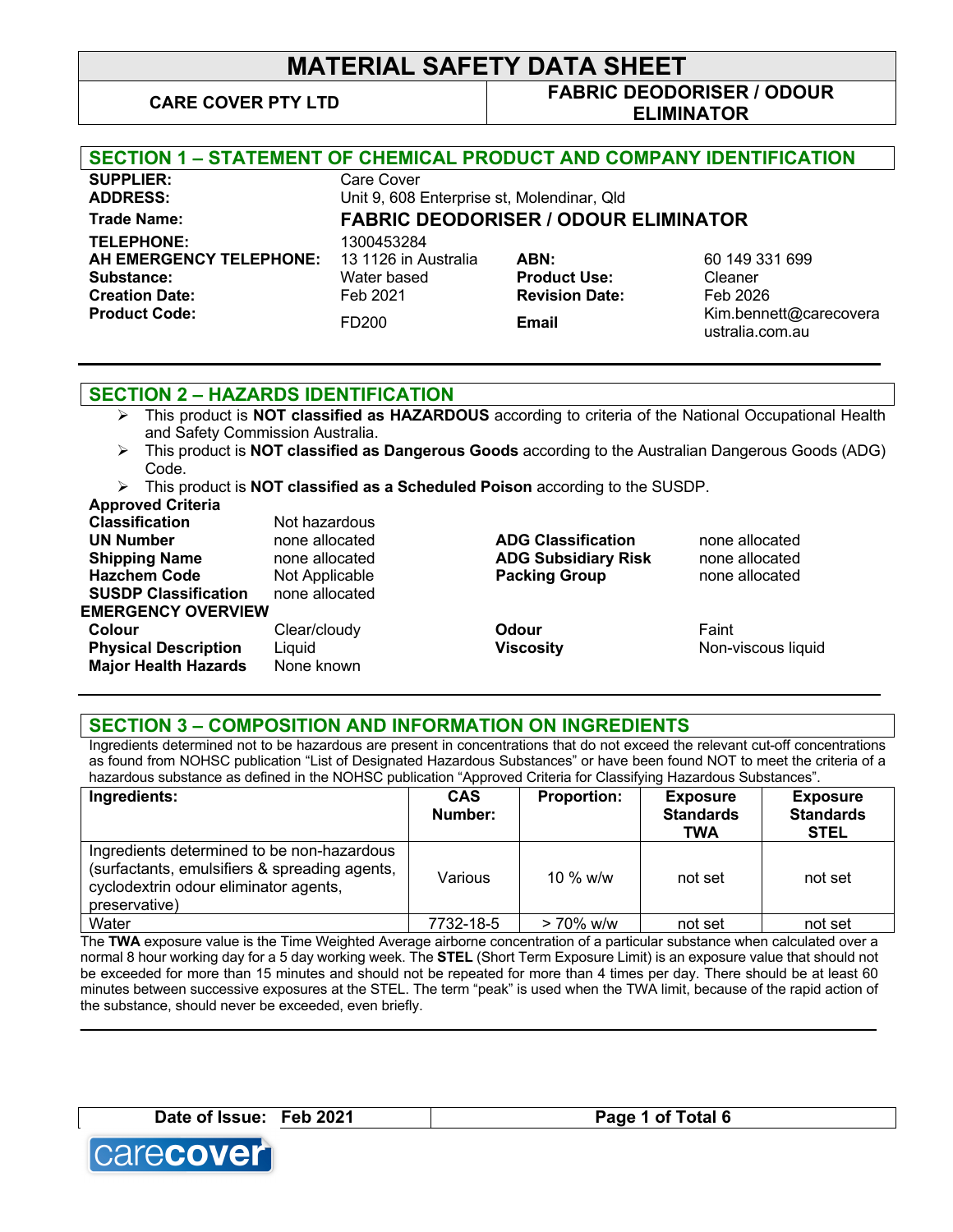# MATERIAL SAFETY DATA SHEET

| CARE COVER PTY LTD | FABRIC DEODORISER / ODOUR ELIMINATOR |
|---|---|

## SECTION 1 – STATEMENT OF CHEMICAL PRODUCT AND COMPANY IDENTIFICATION

**SUPPLIER:** Care Cover
**ADDRESS:** Unit 9, 608 Enterprise st, Molendinar, Qld
**Trade Name:** **FABRIC DEODORISER / ODOUR ELIMINATOR**

| | | | |
|---|---|---|---|
| **TELEPHONE:** | 1300453284 | | |
| **AH EMERGENCY TELEPHONE:** | 13 1126 in Australia | **ABN:** | 60 149 331 699 |
| **Substance:** | Water based | **Product Use:** | Cleaner |
| **Creation Date:** | Feb 2021 | **Revision Date:** | Feb 2026 |
| **Product Code:** | FD200 | **Email** | Kim.bennett@carecoveraustralia.com.au |

## SECTION 2 – HAZARDS IDENTIFICATION

- This product is **NOT classified as HAZARDOUS** according to criteria of the National Occupational Health and Safety Commission Australia.
- This product is **NOT classified as Dangerous Goods** according to the Australian Dangerous Goods (ADG) Code.
- This product is **NOT classified as a Scheduled Poison** according to the SUSDP.

**Approved Criteria**

| | | | |
|---|---|---|---|
| **Classification** | Not hazardous | | |
| **UN Number** | none allocated | **ADG Classification** | none allocated |
| **Shipping Name** | none allocated | **ADG Subsidiary Risk** | none allocated |
| **Hazchem Code** | Not Applicable | **Packing Group** | none allocated |
| **SUSDP Classification** | none allocated | | |

**EMERGENCY OVERVIEW**

| | | | |
|---|---|---|---|
| **Colour** | Clear/cloudy | **Odour** | Faint |
| **Physical Description** | Liquid | **Viscosity** | Non-viscous liquid |
| **Major Health Hazards** | None known | | |

## SECTION 3 – COMPOSITION AND INFORMATION ON INGREDIENTS

Ingredients determined not to be hazardous are present in concentrations that do not exceed the relevant cut-off concentrations as found from NOHSC publication "List of Designated Hazardous Substances" or have been found NOT to meet the criteria of a hazardous substance as defined in the NOHSC publication "Approved Criteria for Classifying Hazardous Substances".

| Ingredients: | CAS Number: | Proportion: | Exposure Standards TWA | Exposure Standards STEL |
|---|---|---|---|---|
| Ingredients determined to be non-hazardous (surfactants, emulsifiers & spreading agents, cyclodextrin odour eliminator agents, preservative) | Various | 10 % w/w | not set | not set |
| Water | 7732-18-5 | > 70% w/w | not set | not set |

The **TWA** exposure value is the Time Weighted Average airborne concentration of a particular substance when calculated over a normal 8 hour working day for a 5 day working week. The **STEL** (Short Term Exposure Limit) is an exposure value that should not be exceeded for more than 15 minutes and should not be repeated for more than 4 times per day. There should be at least 60 minutes between successive exposures at the STEL. The term "peak" is used when the TWA limit, because of the rapid action of the substance, should never be exceeded, even briefly.

**Date of Issue:** Feb 2021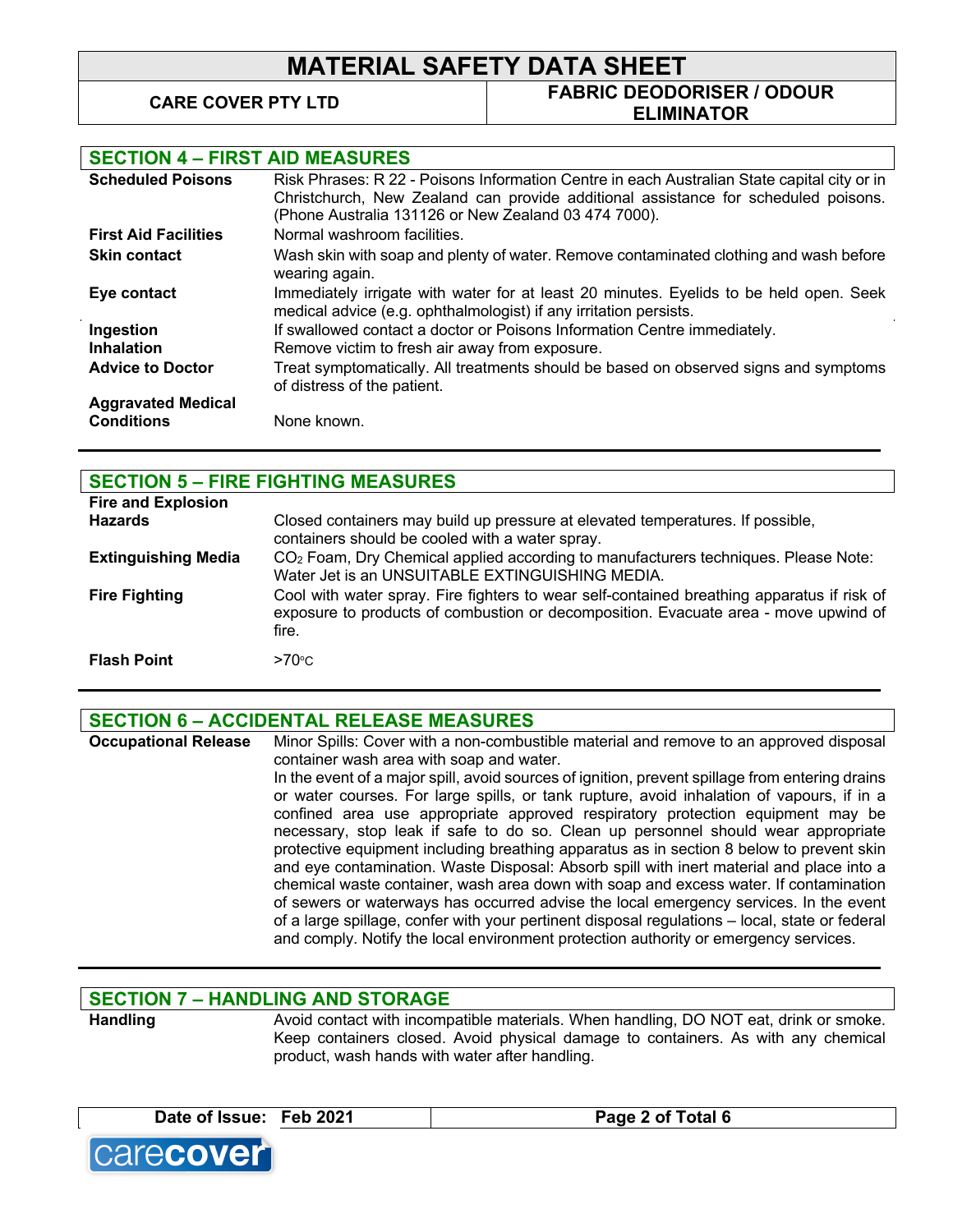## SECTION 4 – FIRST AID MEASURES

| | |
|---|---|
| **Scheduled Poisons** | Risk Phrases: R 22 - Poisons Information Centre in each Australian State capital city or in Christchurch, New Zealand can provide additional assistance for scheduled poisons. (Phone Australia 131126 or New Zealand 03 474 7000). |
| **First Aid Facilities** | Normal washroom facilities. |
| **Skin contact** | Wash skin with soap and plenty of water. Remove contaminated clothing and wash before wearing again. |
| **Eye contact** | Immediately irrigate with water for at least 20 minutes. Eyelids to be held open. Seek medical advice (e.g. ophthalmologist) if any irritation persists. |
| **Ingestion** | If swallowed contact a doctor or Poisons Information Centre immediately. |
| **Inhalation** | Remove victim to fresh air away from exposure. |
| **Advice to Doctor** | Treat symptomatically. All treatments should be based on observed signs and symptoms of distress of the patient. |
| **Aggravated Medical Conditions** | None known. |

## SECTION 5 – FIRE FIGHTING MEASURES

| | |
|---|---|
| **Fire and Explosion Hazards** | Closed containers may build up pressure at elevated temperatures. If possible, containers should be cooled with a water spray. |
| **Extinguishing Media** | $CO_2$ Foam, Dry Chemical applied according to manufacturers techniques. Please Note: Water Jet is an UNSUITABLE EXTINGUISHING MEDIA. |
| **Fire Fighting** | Cool with water spray. Fire fighters to wear self-contained breathing apparatus if risk of exposure to products of combustion or decomposition. Evacuate area - move upwind of fire. |
| **Flash Point** | >70°C |

## SECTION 6 – ACCIDENTAL RELEASE MEASURES

| | |
|---|---|
| **Occupational Release** | Minor Spills: Cover with a non-combustible material and remove to an approved disposal container wash area with soap and water. In the event of a major spill, avoid sources of ignition, prevent spillage from entering drains or water courses. For large spills, or tank rupture, avoid inhalation of vapours, if in a confined area use appropriate approved respiratory protection equipment may be necessary, stop leak if safe to do so. Clean up personnel should wear appropriate protective equipment including breathing apparatus as in section 8 below to prevent skin and eye contamination. Waste Disposal: Absorb spill with inert material and place into a chemical waste container, wash area down with soap and excess water. If contamination of sewers or waterways has occurred advise the local emergency services. In the event of a large spillage, confer with your pertinent disposal regulations – local, state or federal and comply. Notify the local environment protection authority or emergency services. |

## SECTION 7 – HANDLING AND STORAGE

| | |
|---|---|
| **Handling** | Avoid contact with incompatible materials. When handling, DO NOT eat, drink or smoke. Keep containers closed. Avoid physical damage to containers. As with any chemical product, wash hands with water after handling. |

Date of Issue: Feb 2021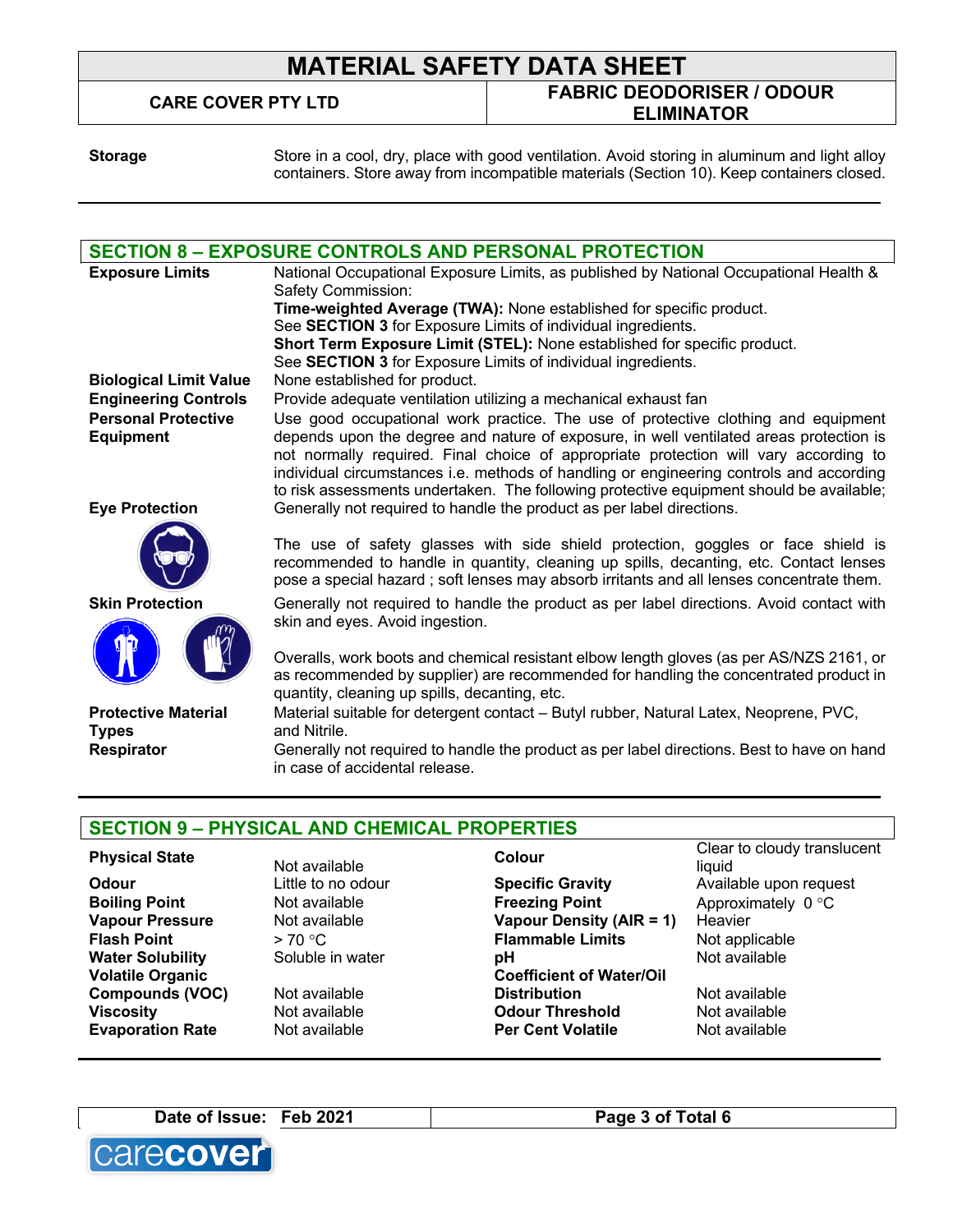| | |
|---|---|
| **Storage** | Store in a cool, dry, place with good ventilation. Avoid storing in aluminum and light alloy containers. Store away from incompatible materials (Section 10). Keep containers closed. |

## SECTION 8 – EXPOSURE CONTROLS AND PERSONAL PROTECTION

| | |
|---|---|
| **Exposure Limits** | National Occupational Exposure Limits, as published by National Occupational Health & Safety Commission:<br>**Time-weighted Average (TWA):** None established for specific product.<br>See **SECTION 3** for Exposure Limits of individual ingredients.<br>**Short Term Exposure Limit (STEL):** None established for specific product.<br>See **SECTION 3** for Exposure Limits of individual ingredients. |
| **Biological Limit Value** | None established for product. |
| **Engineering Controls** | Provide adequate ventilation utilizing a mechanical exhaust fan |
| **Personal Protective Equipment** | Use good occupational work practice. The use of protective clothing and equipment depends upon the degree and nature of exposure, in well ventilated areas protection is not normally required. Final choice of appropriate protection will vary according to individual circumstances i.e. methods of handling or engineering controls and according to risk assessments undertaken. The following protective equipment should be available; |
| **Eye Protection** | Generally not required to handle the product as per label directions.<br><br>The use of safety glasses with side shield protection, goggles or face shield is recommended to handle in quantity, cleaning up spills, decanting, etc. Contact lenses pose a special hazard ; soft lenses may absorb irritants and all lenses concentrate them. |
| **Skin Protection** | Generally not required to handle the product as per label directions. Avoid contact with skin and eyes. Avoid ingestion.<br><br>Overalls, work boots and chemical resistant elbow length gloves (as per AS/NZS 2161, or as recommended by supplier) are recommended for handling the concentrated product in quantity, cleaning up spills, decanting, etc. |
| **Protective Material Types** | Material suitable for detergent contact – Butyl rubber, Natural Latex, Neoprene, PVC, and Nitrile. |
| **Respirator** | Generally not required to handle the product as per label directions. Best to have on hand in case of accidental release. |

## SECTION 9 – PHYSICAL AND CHEMICAL PROPERTIES

| | | | |
|---|---|---|---|
| **Physical State** | Not available | **Colour** | Clear to cloudy translucent liquid |
| **Odour** | Little to no odour | **Specific Gravity** | Available upon request |
| **Boiling Point** | Not available | **Freezing Point** | Approximately 0 °C |
| **Vapour Pressure** | Not available | **Vapour Density (AIR = 1)** | Heavier |
| **Flash Point** | > 70 °C | **Flammable Limits** | Not applicable |
| **Water Solubility** | Soluble in water | **pH** | Not available |
| **Volatile Organic Compounds (VOC)** | Not available | **Coefficient of Water/Oil Distribution** | Not available |
| **Viscosity** | Not available | **Odour Threshold** | Not available |
| **Evaporation Rate** | Not available | **Per Cent Volatile** | Not available |

Date of Issue: Feb 2021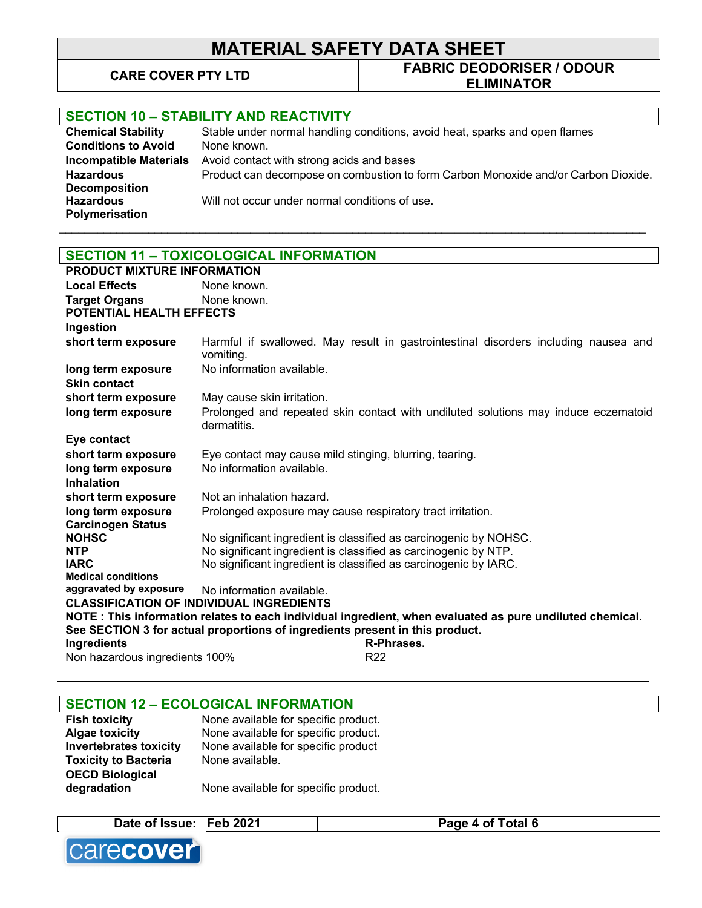## SECTION 10 – STABILITY AND REACTIVITY

| | |
|---|---|
| **Chemical Stability** | Stable under normal handling conditions, avoid heat, sparks and open flames |
| **Conditions to Avoid** | None known. |
| **Incompatible Materials** | Avoid contact with strong acids and bases |
| **Hazardous Decomposition** | Product can decompose on combustion to form Carbon Monoxide and/or Carbon Dioxide. |
| **Hazardous Polymerisation** | Will not occur under normal conditions of use. |

## SECTION 11 – TOXICOLOGICAL INFORMATION

**PRODUCT MIXTURE INFORMATION**

| | |
|---|---|
| **Local Effects** | None known. |
| **Target Organs** | None known. |

**POTENTIAL HEALTH EFFECTS**

**Ingestion**

| | |
|---|---|
| **short term exposure** | Harmful if swallowed. May result in gastrointestinal disorders including nausea and vomiting. |
| **long term exposure** | No information available. |

**Skin contact**

| | |
|---|---|
| **short term exposure** | May cause skin irritation. |
| **long term exposure** | Prolonged and repeated skin contact with undiluted solutions may induce eczematoid dermatitis. |

**Eye contact**

| | |
|---|---|
| **short term exposure** | Eye contact may cause mild stinging, blurring, tearing. |
| **long term exposure** | No information available. |

**Inhalation**

| | |
|---|---|
| **short term exposure** | Not an inhalation hazard. |
| **long term exposure** | Prolonged exposure may cause respiratory tract irritation. |

**Carcinogen Status**

| | |
|---|---|
| **NOHSC** | No significant ingredient is classified as carcinogenic by NOHSC. |
| **NTP** | No significant ingredient is classified as carcinogenic by NTP. |
| **IARC** | No significant ingredient is classified as carcinogenic by IARC. |
| **Medical conditions aggravated by exposure** | No information available. |

**CLASSIFICATION OF INDIVIDUAL INGREDIENTS**

**NOTE : This information relates to each individual ingredient, when evaluated as pure undiluted chemical. See SECTION 3 for actual proportions of ingredients present in this product.**

| **Ingredients** | **R-Phrases.** |
|---|---|
| Non hazardous ingredients 100% | R22 |

## SECTION 12 – ECOLOGICAL INFORMATION

| | |
|---|---|
| **Fish toxicity** | None available for specific product. |
| **Algae toxicity** | None available for specific product. |
| **Invertebrates toxicity** | None available for specific product |
| **Toxicity to Bacteria** | None available. |
| **OECD Biological degradation** | None available for specific product. |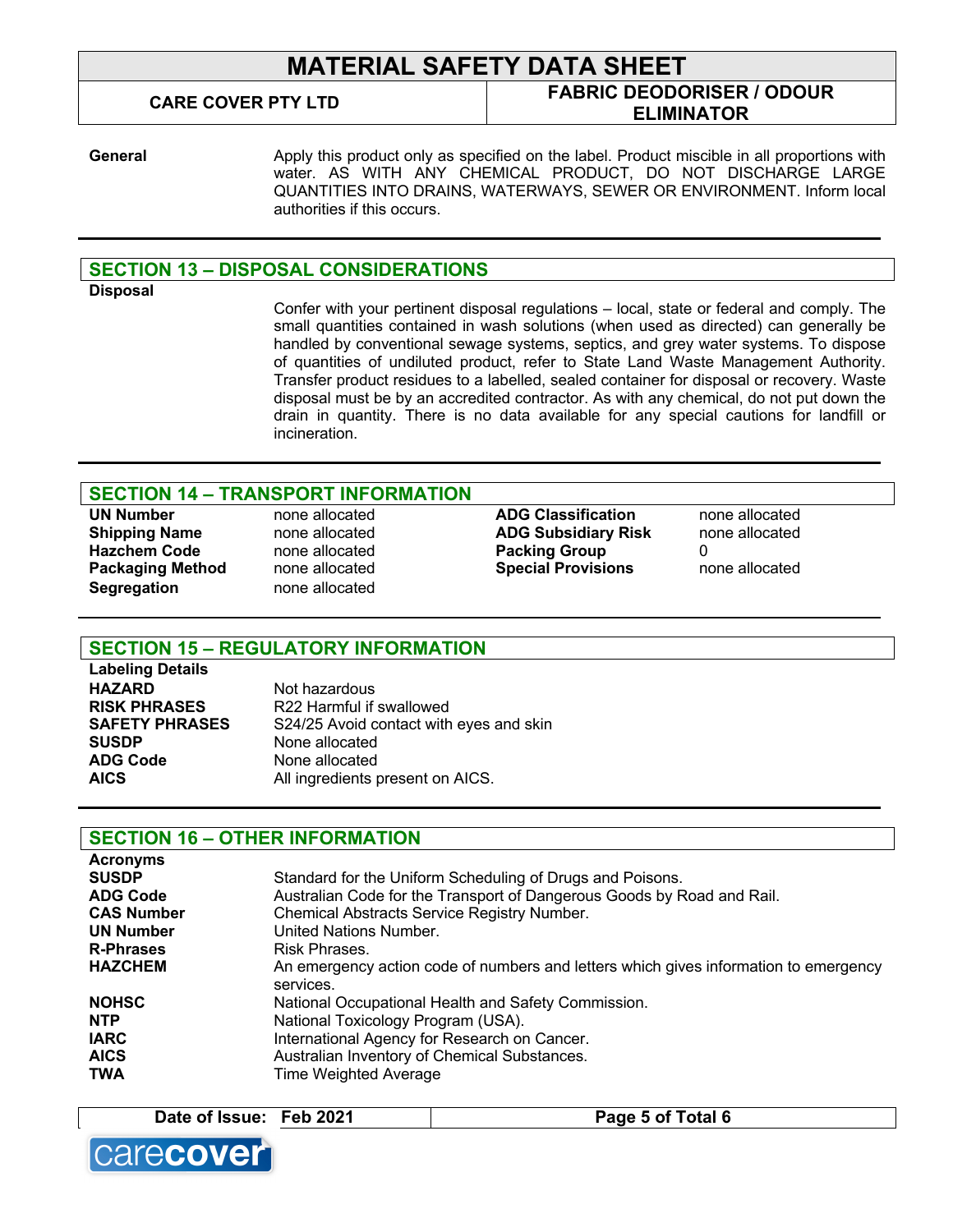**General** Apply this product only as specified on the label. Product miscible in all proportions with water. AS WITH ANY CHEMICAL PRODUCT, DO NOT DISCHARGE LARGE QUANTITIES INTO DRAINS, WATERWAYS, SEWER OR ENVIRONMENT. Inform local authorities if this occurs.

## SECTION 13 – DISPOSAL CONSIDERATIONS

**Disposal**

Confer with your pertinent disposal regulations – local, state or federal and comply. The small quantities contained in wash solutions (when used as directed) can generally be handled by conventional sewage systems, septics, and grey water systems. To dispose of quantities of undiluted product, refer to State Land Waste Management Authority. Transfer product residues to a labelled, sealed container for disposal or recovery. Waste disposal must be by an accredited contractor. As with any chemical, do not put down the drain in quantity. There is no data available for any special cautions for landfill or incineration.

## SECTION 14 – TRANSPORT INFORMATION

| | | | |
|---|---|---|---|
| **UN Number** | none allocated | **ADG Classification** | none allocated |
| **Shipping Name** | none allocated | **ADG Subsidiary Risk** | none allocated |
| **Hazchem Code** | none allocated | **Packing Group** | 0 |
| **Packaging Method** | none allocated | **Special Provisions** | none allocated |
| **Segregation** | none allocated | | |

## SECTION 15 – REGULATORY INFORMATION

**Labeling Details**

| | |
|---|---|
| **HAZARD** | Not hazardous |
| **RISK PHRASES** | R22 Harmful if swallowed |
| **SAFETY PHRASES** | S24/25 Avoid contact with eyes and skin |
| **SUSDP** | None allocated |
| **ADG Code** | None allocated |
| **AICS** | All ingredients present on AICS. |

## SECTION 16 – OTHER INFORMATION

**Acronyms**

| | |
|---|---|
| **SUSDP** | Standard for the Uniform Scheduling of Drugs and Poisons. |
| **ADG Code** | Australian Code for the Transport of Dangerous Goods by Road and Rail. |
| **CAS Number** | Chemical Abstracts Service Registry Number. |
| **UN Number** | United Nations Number. |
| **R-Phrases** | Risk Phrases. |
| **HAZCHEM** | An emergency action code of numbers and letters which gives information to emergency services. |
| **NOHSC** | National Occupational Health and Safety Commission. |
| **NTP** | National Toxicology Program (USA). |
| **IARC** | International Agency for Research on Cancer. |
| **AICS** | Australian Inventory of Chemical Substances. |
| **TWA** | Time Weighted Average |

**Date of Issue: Feb 2021**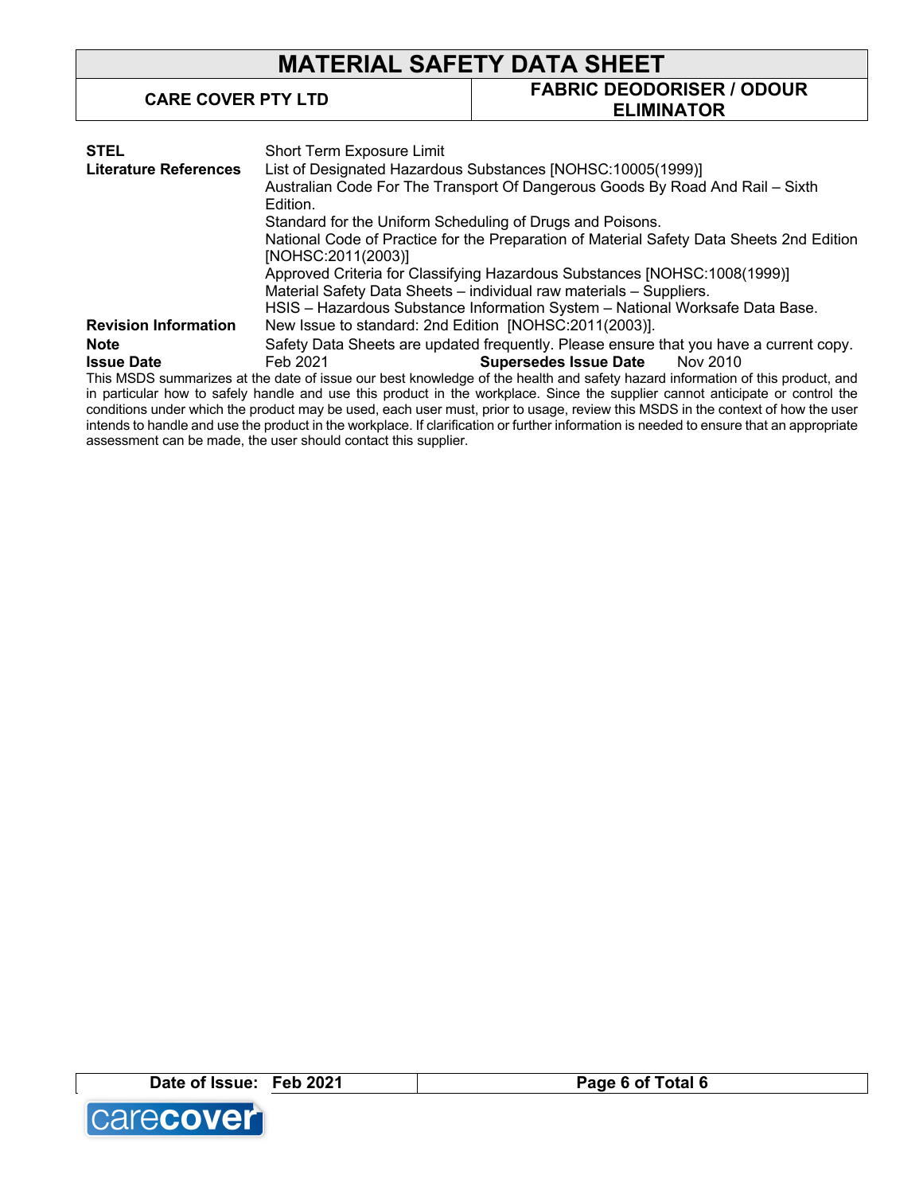| | |
|---|---|
| **STEL** | Short Term Exposure Limit |
| **Literature References** | List of Designated Hazardous Substances [NOHSC:10005(1999)]<br>Australian Code For The Transport Of Dangerous Goods By Road And Rail – Sixth Edition.<br>Standard for the Uniform Scheduling of Drugs and Poisons.<br>National Code of Practice for the Preparation of Material Safety Data Sheets 2nd Edition [NOHSC:2011(2003)]<br>Approved Criteria for Classifying Hazardous Substances [NOHSC:1008(1999)]<br>Material Safety Data Sheets – individual raw materials – Suppliers.<br>HSIS – Hazardous Substance Information System – National Worksafe Data Base. |
| **Revision Information** | New Issue to standard: 2nd Edition [NOHSC:2011(2003)]. |
| **Note** | Safety Data Sheets are updated frequently. Please ensure that you have a current copy. |
| **Issue Date** | Feb 2021 **Supersedes Issue Date** Nov 2010 |

This MSDS summarizes at the date of issue our best knowledge of the health and safety hazard information of this product, and in particular how to safely handle and use this product in the workplace. Since the supplier cannot anticipate or control the conditions under which the product may be used, each user must, prior to usage, review this MSDS in the context of how the user intends to handle and use the product in the workplace. If clarification or further information is needed to ensure that an appropriate assessment can be made, the user should contact this supplier.